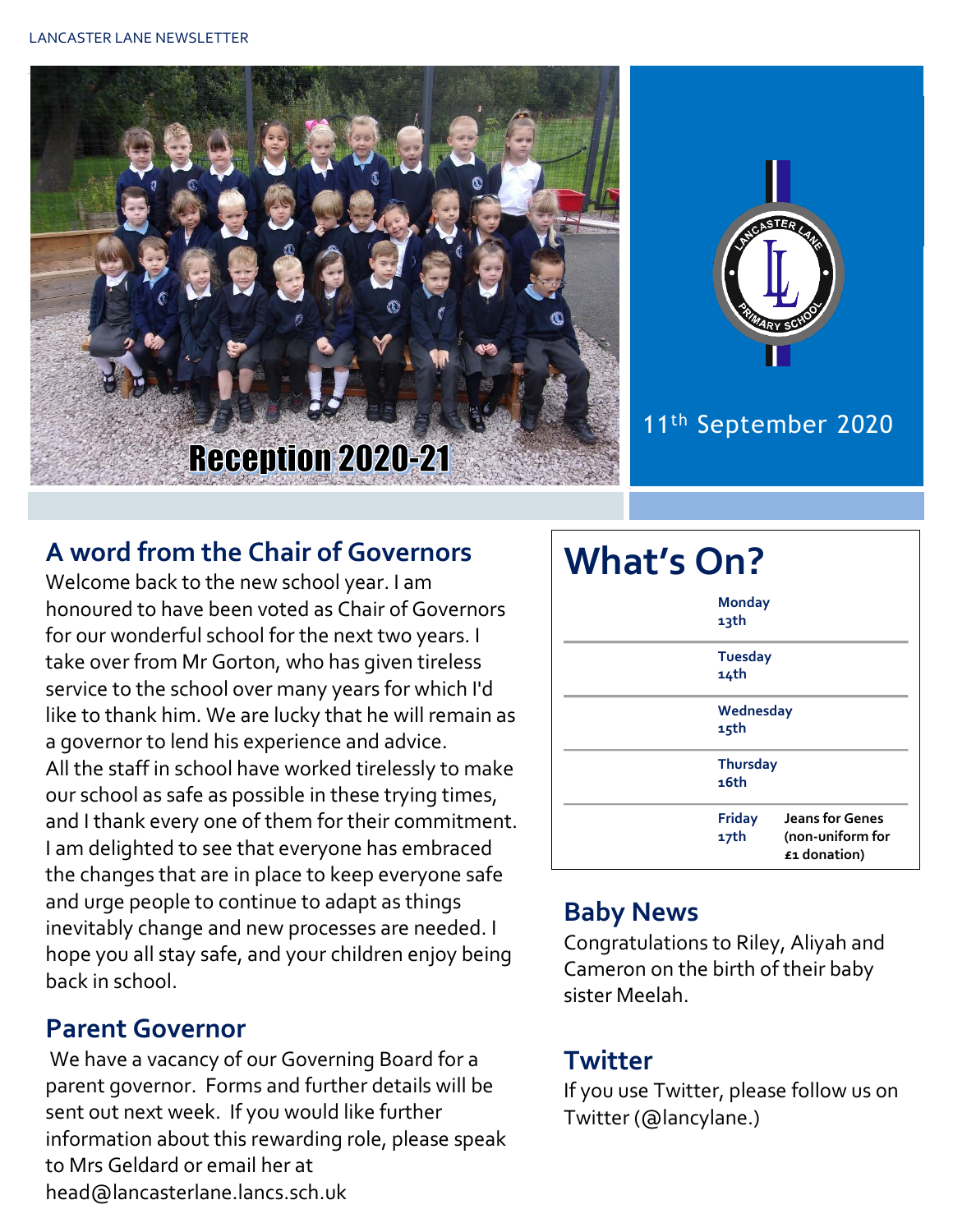Reception 2020-21

11th September 2020

## A word from the Chair of Governors

Welcome back to the new school year. I am honoured to have been voted as Chair of Governors for our wonderful school for the next two years. I take over from Mr Gorton, who has given tireless service to the school over many years for which I'd like to thank him. We are lucky that he will remain as a governor to lend his experience and advice.
All the staff in school have worked tirelessly to make our school as safe as possible in these trying times, and I thank every one of them for their commitment. I am delighted to see that everyone has embraced the changes that are in place to keep everyone safe and urge people to continue to adapt as things inevitably change and new processes are needed. I hope you all stay safe, and your children enjoy being back in school.

## Parent Governor

We have a vacancy of our Governing Board for a parent governor. Forms and further details will be sent out next week. If you would like further information about this rewarding role, please speak to Mrs Geldard or email her at head@lancasterlane.lancs.sch.uk

# What's On?

| | |
|---|---|
| **Monday 13th** | |
| **Tuesday 14th** | |
| **Wednesday 15th** | |
| **Thursday 16th** | |
| **Friday 17th** | **Jeans for Genes (non-uniform for £1 donation)** |

## Baby News

Congratulations to Riley, Aliyah and Cameron on the birth of their baby sister Meelah.

## Twitter

If you use Twitter, please follow us on Twitter (@lancylane.)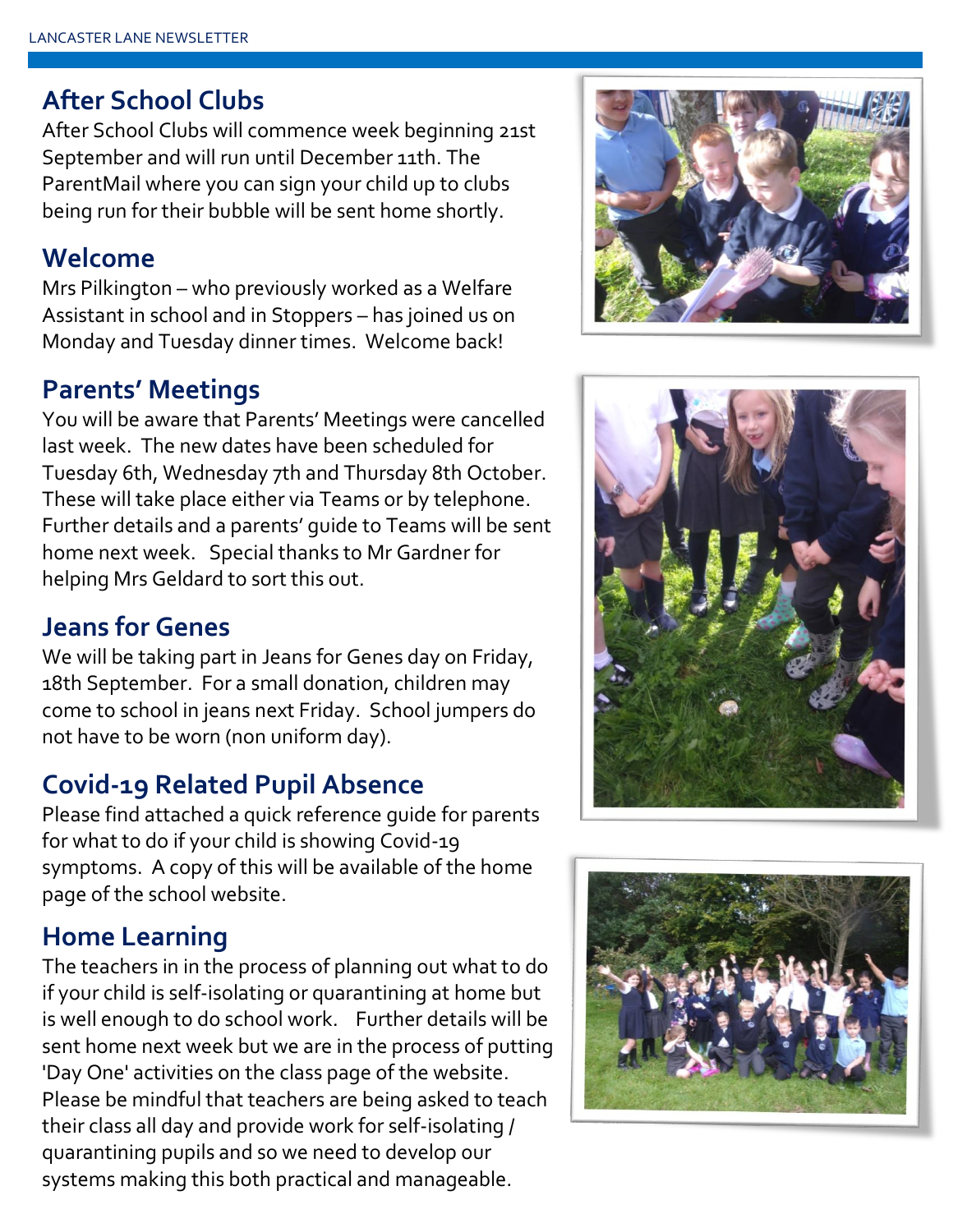## After School Clubs

After School Clubs will commence week beginning 21st September and will run until December 11th. The ParentMail where you can sign your child up to clubs being run for their bubble will be sent home shortly.

## Welcome

Mrs Pilkington – who previously worked as a Welfare Assistant in school and in Stoppers – has joined us on Monday and Tuesday dinner times. Welcome back!

## Parents' Meetings

You will be aware that Parents' Meetings were cancelled last week. The new dates have been scheduled for Tuesday 6th, Wednesday 7th and Thursday 8th October. These will take place either via Teams or by telephone. Further details and a parents' guide to Teams will be sent home next week. Special thanks to Mr Gardner for helping Mrs Geldard to sort this out.

## Jeans for Genes

We will be taking part in Jeans for Genes day on Friday, 18th September. For a small donation, children may come to school in jeans next Friday. School jumpers do not have to be worn (non uniform day).

## Covid-19 Related Pupil Absence

Please find attached a quick reference guide for parents for what to do if your child is showing Covid-19 symptoms. A copy of this will be available of the home page of the school website.

## Home Learning

The teachers in in the process of planning out what to do if your child is self-isolating or quarantining at home but is well enough to do school work. Further details will be sent home next week but we are in the process of putting 'Day One' activities on the class page of the website. Please be mindful that teachers are being asked to teach their class all day and provide work for self-isolating / quarantining pupils and so we need to develop our systems making this both practical and manageable.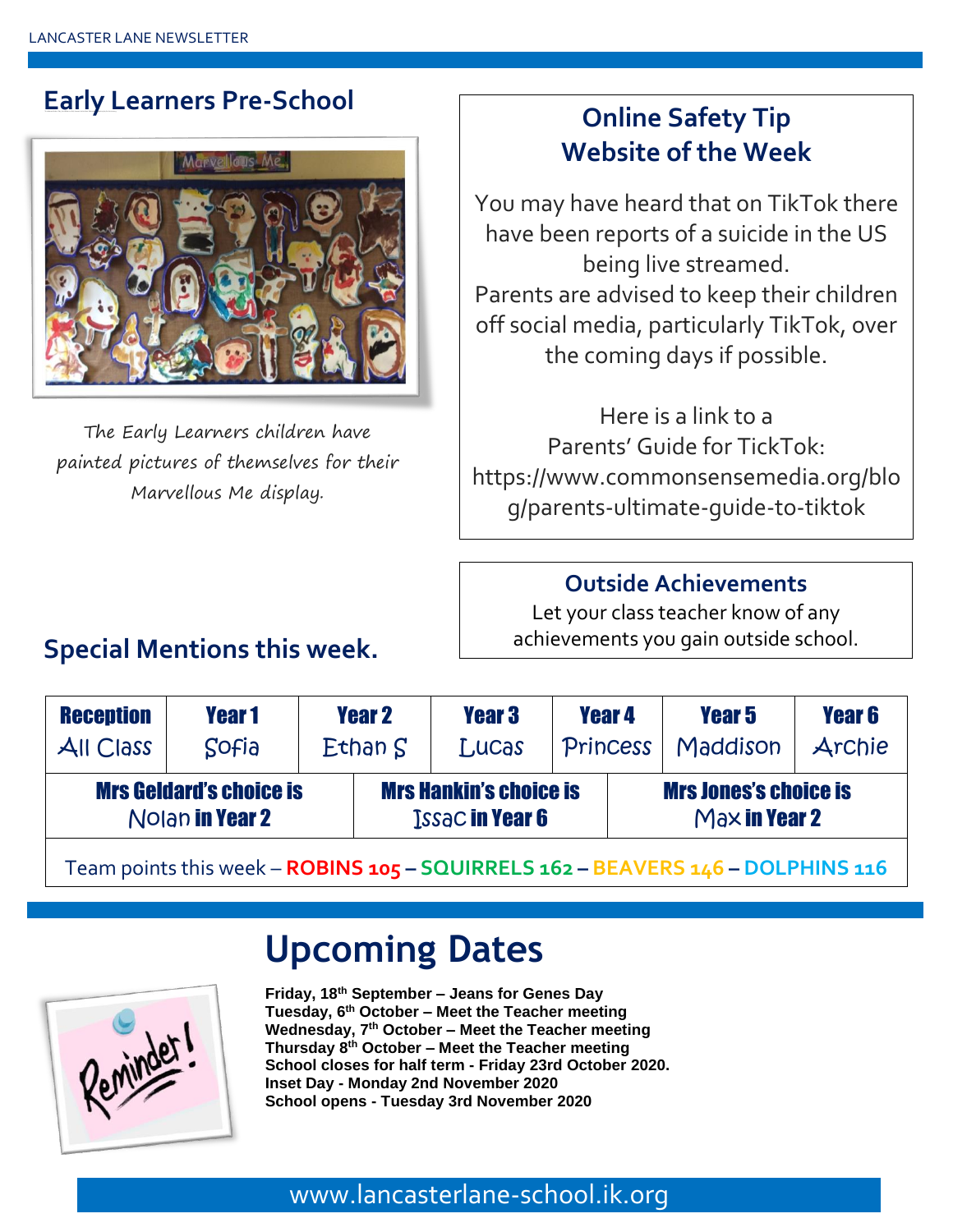## Early Learners Pre-School

The Early Learners children have painted pictures of themselves for their Marvellous Me display.

## Online Safety Tip
## Website of the Week

You may have heard that on TikTok there have been reports of a suicide in the US being live streamed.
Parents are advised to keep their children off social media, particularly TikTok, over the coming days if possible.

Here is a link to a Parents' Guide for TickTok:
https://www.commonsensemedia.org/blog/parents-ultimate-guide-to-tiktok

### Outside Achievements

Let your class teacher know of any achievements you gain outside school.

## Special Mentions this week.

| Reception | Year 1 | Year 2 | Year 3 | Year 4 | Year 5 | Year 6 |
|---|---|---|---|---|---|---|
| All Class | Sofia | Ethan S | Lucas | Princess | Maddison | Archie |

| | | |
|---|---|---|
| **Mrs Geldard's choice is** Nolan **in Year 2** | **Mrs Hankin's choice is** Issac **in Year 6** | **Mrs Jones's choice is** Max **in Year 2** |

Team points this week – **ROBINS 105** – **SQUIRRELS 162** – **BEAVERS 146** – **DOLPHINS 116**

# Upcoming Dates

**Friday, 18th September – Jeans for Genes Day**
**Tuesday, 6th October – Meet the Teacher meeting**
**Wednesday, 7th October – Meet the Teacher meeting**
**Thursday 8th October – Meet the Teacher meeting**
**School closes for half term - Friday 23rd October 2020.**
**Inset Day - Monday 2nd November 2020**
**School opens - Tuesday 3rd November 2020**

www.lancasterlane-school.ik.org